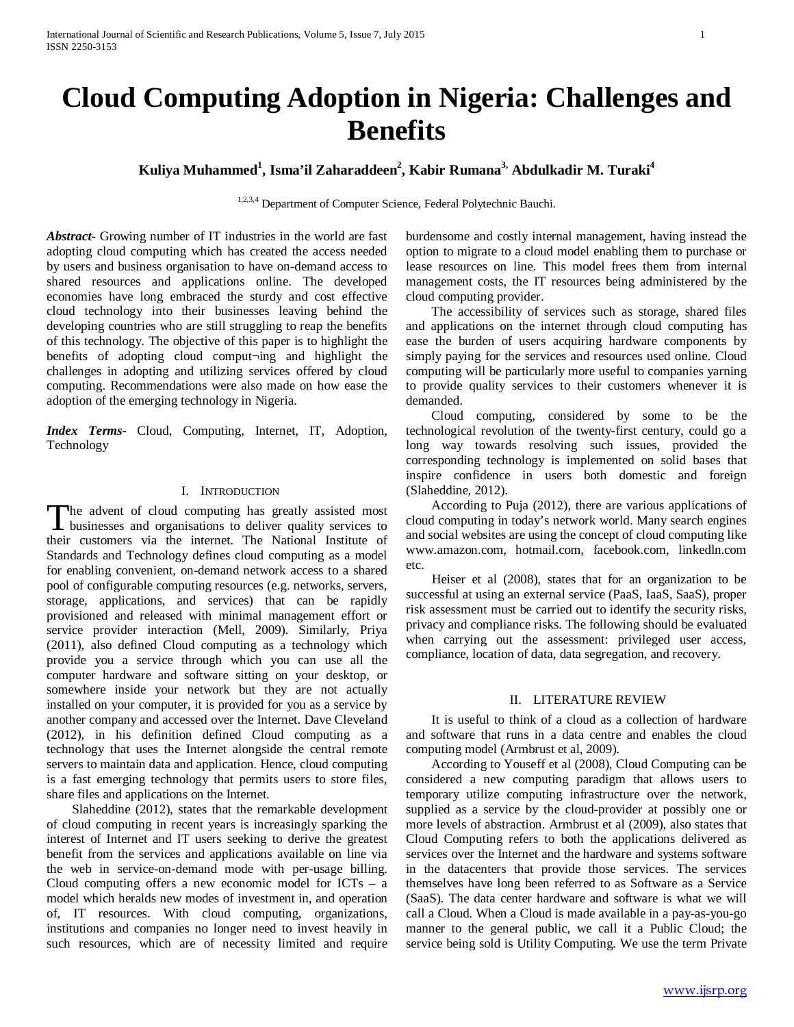# Cloud Computing Adoption in Nigeria: Challenges and Benefits

**Kuliya Muhammed[1], Isma'il Zaharaddeen[2], Kabir Rumana[3], Abdulkadir M. Turaki[4]**

[1,2,3,4] Department of Computer Science, Federal Polytechnic Bauchi.

***Abstract-*** Growing number of IT industries in the world are fast adopting cloud computing which has created the access needed by users and business organisation to have on-demand access to shared resources and applications online. The developed economies have long embraced the sturdy and cost effective cloud technology into their businesses leaving behind the developing countries who are still struggling to reap the benefits of this technology. The objective of this paper is to highlight the benefits of adopting cloud comput¬ing and highlight the challenges in adopting and utilizing services offered by cloud computing. Recommendations were also made on how ease the adoption of the emerging technology in Nigeria.

***Index Terms-*** Cloud, Computing, Internet, IT, Adoption, Technology

## I. Introduction

The advent of cloud computing has greatly assisted most businesses and organisations to deliver quality services to their customers via the internet. The National Institute of Standards and Technology defines cloud computing as a model for enabling convenient, on-demand network access to a shared pool of configurable computing resources (e.g. networks, servers, storage, applications, and services) that can be rapidly provisioned and released with minimal management effort or service provider interaction (Mell, 2009). Similarly, Priya (2011), also defined Cloud computing as a technology which provide you a service through which you can use all the computer hardware and software sitting on your desktop, or somewhere inside your network but they are not actually installed on your computer, it is provided for you as a service by another company and accessed over the Internet. Dave Cleveland (2012), in his definition defined Cloud computing as a technology that uses the Internet alongside the central remote servers to maintain data and application. Hence, cloud computing is a fast emerging technology that permits users to store files, share files and applications on the Internet.

Slaheddine (2012), states that the remarkable development of cloud computing in recent years is increasingly sparking the interest of Internet and IT users seeking to derive the greatest benefit from the services and applications available on line via the web in service-on-demand mode with per-usage billing. Cloud computing offers a new economic model for ICTs – a model which heralds new modes of investment in, and operation of, IT resources. With cloud computing, organizations, institutions and companies no longer need to invest heavily in such resources, which are of necessity limited and require burdensome and costly internal management, having instead the option to migrate to a cloud model enabling them to purchase or lease resources on line. This model frees them from internal management costs, the IT resources being administered by the cloud computing provider.

The accessibility of services such as storage, shared files and applications on the internet through cloud computing has ease the burden of users acquiring hardware components by simply paying for the services and resources used online. Cloud computing will be particularly more useful to companies yarning to provide quality services to their customers whenever it is demanded.

Cloud computing, considered by some to be the technological revolution of the twenty-first century, could go a long way towards resolving such issues, provided the corresponding technology is implemented on solid bases that inspire confidence in users both domestic and foreign (Slaheddine, 2012).

According to Puja (2012), there are various applications of cloud computing in today's network world. Many search engines and social websites are using the concept of cloud computing like www.amazon.com, hotmail.com, facebook.com, linkedln.com etc.

Heiser et al (2008), states that for an organization to be successful at using an external service (PaaS, IaaS, SaaS), proper risk assessment must be carried out to identify the security risks, privacy and compliance risks. The following should be evaluated when carrying out the assessment: privileged user access, compliance, location of data, data segregation, and recovery.

## II. Literature Review

It is useful to think of a cloud as a collection of hardware and software that runs in a data centre and enables the cloud computing model (Armbrust et al, 2009).

According to Youseff et al (2008), Cloud Computing can be considered a new computing paradigm that allows users to temporary utilize computing infrastructure over the network, supplied as a service by the cloud-provider at possibly one or more levels of abstraction. Armbrust et al (2009), also states that Cloud Computing refers to both the applications delivered as services over the Internet and the hardware and systems software in the datacenters that provide those services. The services themselves have long been referred to as Software as a Service (SaaS). The data center hardware and software is what we will call a Cloud. When a Cloud is made available in a pay-as-you-go manner to the general public, we call it a Public Cloud; the service being sold is Utility Computing. We use the term Private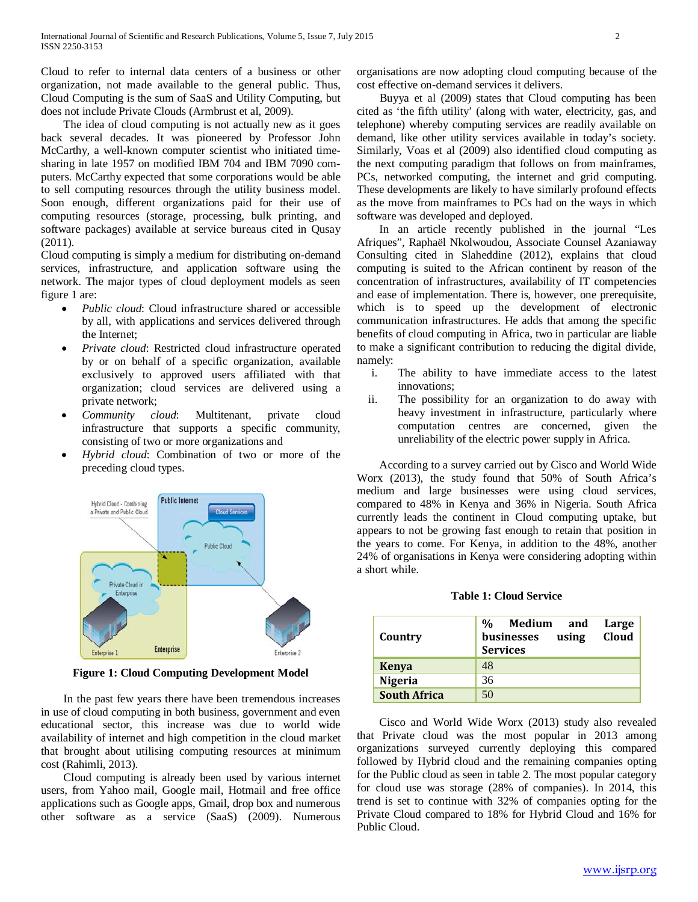Cloud to refer to internal data centers of a business or other organization, not made available to the general public. Thus, Cloud Computing is the sum of SaaS and Utility Computing, but does not include Private Clouds (Armbrust et al, 2009).

The idea of cloud computing is not actually new as it goes back several decades. It was pioneered by Professor John McCarthy, a well-known computer scientist who initiated time-sharing in late 1957 on modified IBM 704 and IBM 7090 computers. McCarthy expected that some corporations would be able to sell computing resources through the utility business model. Soon enough, different organizations paid for their use of computing resources (storage, processing, bulk printing, and software packages) available at service bureaus cited in Qusay (2011).

Cloud computing is simply a medium for distributing on-demand services, infrastructure, and application software using the network. The major types of cloud deployment models as seen figure 1 are:

- *Public cloud*: Cloud infrastructure shared or accessible by all, with applications and services delivered through the Internet;
- *Private cloud*: Restricted cloud infrastructure operated by or on behalf of a specific organization, available exclusively to approved users affiliated with that organization; cloud services are delivered using a private network;
- *Community cloud*: Multitenant, private cloud infrastructure that supports a specific community, consisting of two or more organizations and
- *Hybrid cloud*: Combination of two or more of the preceding cloud types.

Hybrid Cloud - Combining a Private and Public Cloud
Public Internet
Cloud Services
Public Cloud
Private Cloud in Enterprise
Enterprise 1
Enterprise
Enterprise 2

**Figure 1: Cloud Computing Development Model**

In the past few years there have been tremendous increases in use of cloud computing in both business, government and even educational sector, this increase was due to world wide availability of internet and high competition in the cloud market that brought about utilising computing resources at minimum cost (Rahimli, 2013).

Cloud computing is already been used by various internet users, from Yahoo mail, Google mail, Hotmail and free office applications such as Google apps, Gmail, drop box and numerous other software as a service (SaaS) (2009). Numerous organisations are now adopting cloud computing because of the cost effective on-demand services it delivers.

Buyya et al (2009) states that Cloud computing has been cited as 'the fifth utility' (along with water, electricity, gas, and telephone) whereby computing services are readily available on demand, like other utility services available in today's society. Similarly, Voas et al (2009) also identified cloud computing as the next computing paradigm that follows on from mainframes, PCs, networked computing, the internet and grid computing. These developments are likely to have similarly profound effects as the move from mainframes to PCs had on the ways in which software was developed and deployed.

In an article recently published in the journal "Les Afriques", Raphaël Nkolwoudou, Associate Counsel Azaniaway Consulting cited in Slaheddine (2012), explains that cloud computing is suited to the African continent by reason of the concentration of infrastructures, availability of IT competencies and ease of implementation. There is, however, one prerequisite, which is to speed up the development of electronic communication infrastructures. He adds that among the specific benefits of cloud computing in Africa, two in particular are liable to make a significant contribution to reducing the digital divide, namely:

i. The ability to have immediate access to the latest innovations;
ii. The possibility for an organization to do away with heavy investment in infrastructure, particularly where computation centres are concerned, given the unreliability of the electric power supply in Africa.

According to a survey carried out by Cisco and World Wide Worx (2013), the study found that 50% of South Africa's medium and large businesses were using cloud services, compared to 48% in Kenya and 36% in Nigeria. South Africa currently leads the continent in Cloud computing uptake, but appears to not be growing fast enough to retain that position in the years to come. For Kenya, in addition to the 48%, another 24% of organisations in Kenya were considering adopting within a short while.

**Table 1: Cloud Service**

| Country | % Medium and Large businesses using Cloud Services |
|---|---|
| **Kenya** | 48 |
| **Nigeria** | 36 |
| **South Africa** | 50 |

Cisco and World Wide Worx (2013) study also revealed that Private cloud was the most popular in 2013 among organizations surveyed currently deploying this compared followed by Hybrid cloud and the remaining companies opting for the Public cloud as seen in table 2. The most popular category for cloud use was storage (28% of companies). In 2014, this trend is set to continue with 32% of companies opting for the Private Cloud compared to 18% for Hybrid Cloud and 16% for Public Cloud.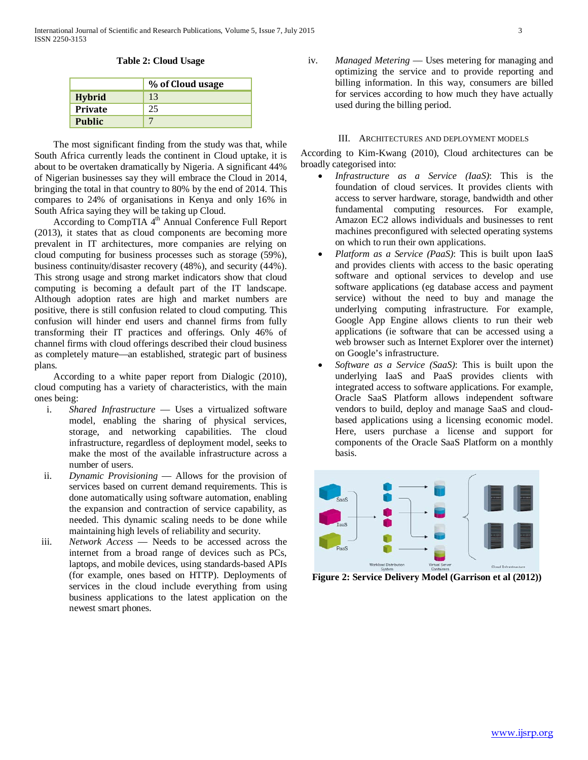**Table 2: Cloud Usage**

| | % of Cloud usage |
|---|---|
| **Hybrid** | 13 |
| **Private** | 25 |
| **Public** | 7 |

The most significant finding from the study was that, while South Africa currently leads the continent in Cloud uptake, it is about to be overtaken dramatically by Nigeria. A significant 44% of Nigerian businesses say they will embrace the Cloud in 2014, bringing the total in that country to 80% by the end of 2014. This compares to 24% of organisations in Kenya and only 16% in South Africa saying they will be taking up Cloud.

According to CompTIA 4th Annual Conference Full Report (2013), it states that as cloud components are becoming more prevalent in IT architectures, more companies are relying on cloud computing for business processes such as storage (59%), business continuity/disaster recovery (48%), and security (44%). This strong usage and strong market indicators show that cloud computing is becoming a default part of the IT landscape. Although adoption rates are high and market numbers are positive, there is still confusion related to cloud computing. This confusion will hinder end users and channel firms from fully transforming their IT practices and offerings. Only 46% of channel firms with cloud offerings described their cloud business as completely mature—an established, strategic part of business plans.

According to a white paper report from Dialogic (2010), cloud computing has a variety of characteristics, with the main ones being:

i. *Shared Infrastructure* — Uses a virtualized software model, enabling the sharing of physical services, storage, and networking capabilities. The cloud infrastructure, regardless of deployment model, seeks to make the most of the available infrastructure across a number of users.

ii. *Dynamic Provisioning* — Allows for the provision of services based on current demand requirements. This is done automatically using software automation, enabling the expansion and contraction of service capability, as needed. This dynamic scaling needs to be done while maintaining high levels of reliability and security.

iii. *Network Access* — Needs to be accessed across the internet from a broad range of devices such as PCs, laptops, and mobile devices, using standards-based APIs (for example, ones based on HTTP). Deployments of services in the cloud include everything from using business applications to the latest application on the newest smart phones.

iv. *Managed Metering* — Uses metering for managing and optimizing the service and to provide reporting and billing information. In this way, consumers are billed for services according to how much they have actually used during the billing period.

## III. Architectures and Deployment Models

According to Kim-Kwang (2010), Cloud architectures can be broadly categorised into:

- *Infrastructure as a Service (IaaS)*: This is the foundation of cloud services. It provides clients with access to server hardware, storage, bandwidth and other fundamental computing resources. For example, Amazon EC2 allows individuals and businesses to rent machines preconfigured with selected operating systems on which to run their own applications.
- *Platform as a Service (PaaS)*: This is built upon IaaS and provides clients with access to the basic operating software and optional services to develop and use software applications (eg database access and payment service) without the need to buy and manage the underlying computing infrastructure. For example, Google App Engine allows clients to run their web applications (ie software that can be accessed using a web browser such as Internet Explorer over the internet) on Google's infrastructure.
- *Software as a Service (SaaS)*: This is built upon the underlying IaaS and PaaS provides clients with integrated access to software applications. For example, Oracle SaaS Platform allows independent software vendors to build, deploy and manage SaaS and cloud-based applications using a licensing economic model. Here, users purchase a license and support for components of the Oracle SaaS Platform on a monthly basis.

SaaS
IaaS
PaaS
Workload Distribution System
Virtual Server Containers
Cloud Infrastructure

**Figure 2: Service Delivery Model (Garrison et al (2012))**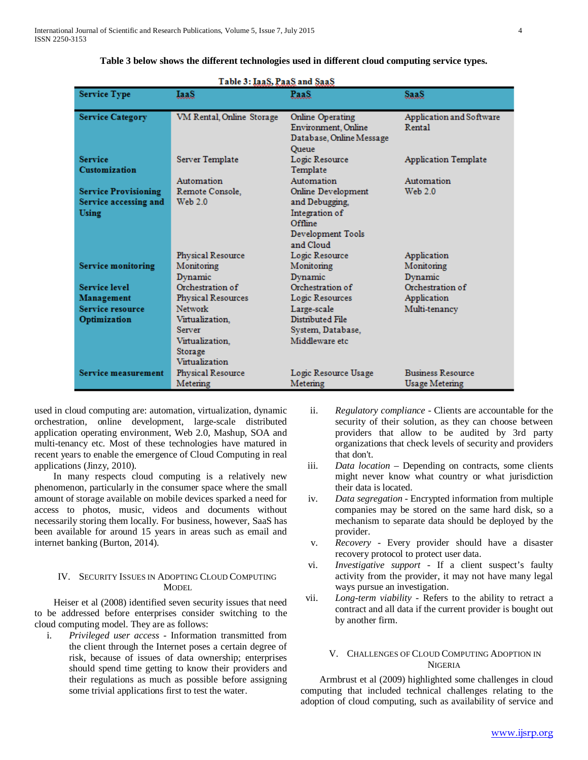**Table 3 below shows the different technologies used in different cloud computing service types.**

**Table 3: IaaS, PaaS and SaaS**

| Service Type | IaaS | PaaS | SaaS |
|---|---|---|---|
| Service Category | VM Rental, Online Storage | Online Operating Environment, Online Database, Online Message Queue | Application and Software Rental |
| Service Customization | Server Template | Logic Resource Template | Application Template |
| Service Provisioning | Automation | Automation | Automation |
| Service accessing and Using | Remote Console, Web 2.0 | Online Development and Debugging, Integration of Offline Development Tools and Cloud | Web 2.0 |
| Service monitoring | Physical Resource Monitoring | Logic Resource Monitoring | Application Monitoring |
| Service level Management | Dynamic Orchestration of Physical Resources | Dynamic Orchestration of Logic Resources | Dynamic Orchestration of Application |
| Service resource Optimization | Network Virtualization, Server Virtualization, Storage Virtualization | Large-scale Distributed File System, Database, Middleware etc | Multi-tenancy |
| Service measurement | Physical Resource Metering | Logic Resource Usage Metering | Business Resource Usage Metering |

used in cloud computing are: automation, virtualization, dynamic orchestration, online development, large-scale distributed application operating environment, Web 2.0, Mashup, SOA and multi-tenancy etc. Most of these technologies have matured in recent years to enable the emergence of Cloud Computing in real applications (Jinzy, 2010).

In many respects cloud computing is a relatively new phenomenon, particularly in the consumer space where the small amount of storage available on mobile devices sparked a need for access to photos, music, videos and documents without necessarily storing them locally. For business, however, SaaS has been available for around 15 years in areas such as email and internet banking (Burton, 2014).

## IV. Security Issues in Adopting Cloud Computing Model

Heiser et al (2008) identified seven security issues that need to be addressed before enterprises consider switching to the cloud computing model. They are as follows:

i. *Privileged user access* - Information transmitted from the client through the Internet poses a certain degree of risk, because of issues of data ownership; enterprises should spend time getting to know their providers and their regulations as much as possible before assigning some trivial applications first to test the water.

ii. *Regulatory compliance* - Clients are accountable for the security of their solution, as they can choose between providers that allow to be audited by 3rd party organizations that check levels of security and providers that don't.

iii. *Data location* – Depending on contracts, some clients might never know what country or what jurisdiction their data is located.

iv. *Data segregation* - Encrypted information from multiple companies may be stored on the same hard disk, so a mechanism to separate data should be deployed by the provider.

v. *Recovery* - Every provider should have a disaster recovery protocol to protect user data.

vi. *Investigative support* - If a client suspect's faulty activity from the provider, it may not have many legal ways pursue an investigation.

vii. *Long-term viability* - Refers to the ability to retract a contract and all data if the current provider is bought out by another firm.

## V. Challenges of Cloud Computing Adoption in Nigeria

Armbrust et al (2009) highlighted some challenges in cloud computing that included technical challenges relating to the adoption of cloud computing, such as availability of service and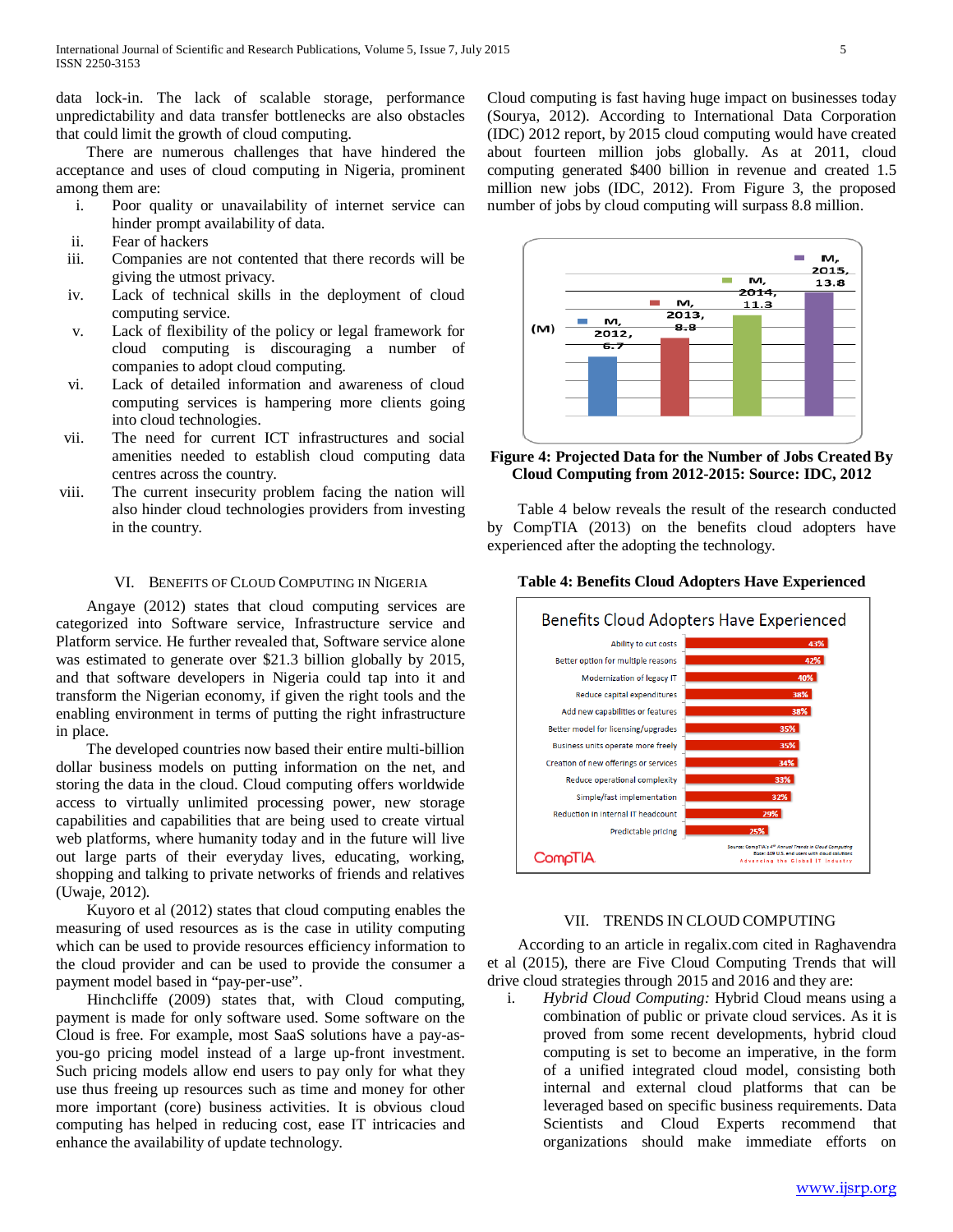data lock-in. The lack of scalable storage, performance unpredictability and data transfer bottlenecks are also obstacles that could limit the growth of cloud computing.

There are numerous challenges that have hindered the acceptance and uses of cloud computing in Nigeria, prominent among them are:

i. Poor quality or unavailability of internet service can hinder prompt availability of data.
ii. Fear of hackers
iii. Companies are not contented that there records will be giving the utmost privacy.
iv. Lack of technical skills in the deployment of cloud computing service.
v. Lack of flexibility of the policy or legal framework for cloud computing is discouraging a number of companies to adopt cloud computing.
vi. Lack of detailed information and awareness of cloud computing services is hampering more clients going into cloud technologies.
vii. The need for current ICT infrastructures and social amenities needed to establish cloud computing data centres across the country.
viii. The current insecurity problem facing the nation will also hinder cloud technologies providers from investing in the country.

## VI. Benefits of Cloud Computing in Nigeria

Angaye (2012) states that cloud computing services are categorized into Software service, Infrastructure service and Platform service. He further revealed that, Software service alone was estimated to generate over $21.3 billion globally by 2015, and that software developers in Nigeria could tap into it and transform the Nigerian economy, if given the right tools and the enabling environment in terms of putting the right infrastructure in place.

The developed countries now based their entire multi-billion dollar business models on putting information on the net, and storing the data in the cloud. Cloud computing offers worldwide access to virtually unlimited processing power, new storage capabilities and capabilities that are being used to create virtual web platforms, where humanity today and in the future will live out large parts of their everyday lives, educating, working, shopping and talking to private networks of friends and relatives (Uwaje, 2012).

Kuyoro et al (2012) states that cloud computing enables the measuring of used resources as is the case in utility computing which can be used to provide resources efficiency information to the cloud provider and can be used to provide the consumer a payment model based in "pay-per-use".

Hinchcliffe (2009) states that, with Cloud computing, payment is made for only software used. Some software on the Cloud is free. For example, most SaaS solutions have a pay-as-you-go pricing model instead of a large up-front investment. Such pricing models allow end users to pay only for what they use thus freeing up resources such as time and money for other more important (core) business activities. It is obvious cloud computing has helped in reducing cost, ease IT intricacies and enhance the availability of update technology.

Cloud computing is fast having huge impact on businesses today (Sourya, 2012). According to International Data Corporation (IDC) 2012 report, by 2015 cloud computing would have created about fourteen million jobs globally. As at 2011, cloud computing generated $400 billion in revenue and created 1.5 million new jobs (IDC, 2012). From Figure 3, the proposed number of jobs by cloud computing will surpass 8.8 million.

(M)
M, 2012, 6.7
M, 2013, 8.8
M, 2014, 11.3
M, 2015, 13.8

**Figure 4: Projected Data for the Number of Jobs Created By Cloud Computing from 2012-2015: Source: IDC, 2012**

Table 4 below reveals the result of the research conducted by CompTIA (2013) on the benefits cloud adopters have experienced after the adopting the technology.

**Table 4: Benefits Cloud Adopters Have Experienced**

Benefits Cloud Adopters Have Experienced

Ability to cut costs 43%
Better option for multiple reasons 42%
Modernization of legacy IT 40%
Reduce capital expenditures 38%
Add new capabilities or features 38%
Better model for licensing/upgrades 35%
Business units operate more freely 35%
Creation of new offerings or services 34%
Reduce operational complexity 33%
Simple/fast implementation 32%
Reduction in internal IT headcount 29%
Predictable pricing 25%

Source: CompTIA's 4th Annual Trends in Cloud Computing
Base: 409 U.S. end users with cloud solutions
CompTIA
Advancing the Global IT Industry

## VII. Trends in Cloud Computing

According to an article in regalix.com cited in Raghavendra et al (2015), there are Five Cloud Computing Trends that will drive cloud strategies through 2015 and 2016 and they are:

i. *Hybrid Cloud Computing:* Hybrid Cloud means using a combination of public or private cloud services. As it is proved from some recent developments, hybrid cloud computing is set to become an imperative, in the form of a unified integrated cloud model, consisting both internal and external cloud platforms that can be leveraged based on specific business requirements. Data Scientists and Cloud Experts recommend that organizations should make immediate efforts on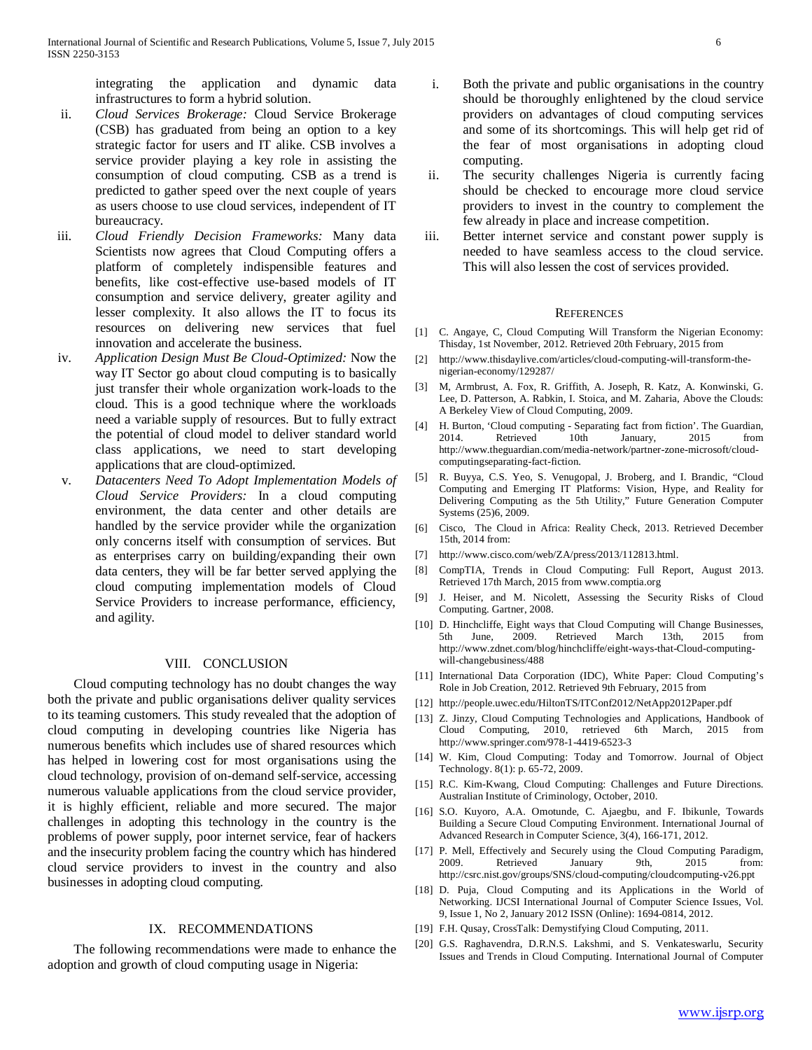integrating the application and dynamic data infrastructures to form a hybrid solution.

ii. *Cloud Services Brokerage:* Cloud Service Brokerage (CSB) has graduated from being an option to a key strategic factor for users and IT alike. CSB involves a service provider playing a key role in assisting the consumption of cloud computing. CSB as a trend is predicted to gather speed over the next couple of years as users choose to use cloud services, independent of IT bureaucracy.

iii. *Cloud Friendly Decision Frameworks:* Many data Scientists now agrees that Cloud Computing offers a platform of completely indispensible features and benefits, like cost-effective use-based models of IT consumption and service delivery, greater agility and lesser complexity. It also allows the IT to focus its resources on delivering new services that fuel innovation and accelerate the business.

iv. *Application Design Must Be Cloud-Optimized:* Now the way IT Sector go about cloud computing is to basically just transfer their whole organization work-loads to the cloud. This is a good technique where the workloads need a variable supply of resources. But to fully extract the potential of cloud model to deliver standard world class applications, we need to start developing applications that are cloud-optimized.

v. *Datacenters Need To Adopt Implementation Models of Cloud Service Providers:* In a cloud computing environment, the data center and other details are handled by the service provider while the organization only concerns itself with consumption of services. But as enterprises carry on building/expanding their own data centers, they will be far better served applying the cloud computing implementation models of Cloud Service Providers to increase performance, efficiency, and agility.

## VIII. CONCLUSION

Cloud computing technology has no doubt changes the way both the private and public organisations deliver quality services to its teaming customers. This study revealed that the adoption of cloud computing in developing countries like Nigeria has numerous benefits which includes use of shared resources which has helped in lowering cost for most organisations using the cloud technology, provision of on-demand self-service, accessing numerous valuable applications from the cloud service provider, it is highly efficient, reliable and more secured. The major challenges in adopting this technology in the country is the problems of power supply, poor internet service, fear of hackers and the insecurity problem facing the country which has hindered cloud service providers to invest in the country and also businesses in adopting cloud computing.

## IX. RECOMMENDATIONS

The following recommendations were made to enhance the adoption and growth of cloud computing usage in Nigeria:

i. Both the private and public organisations in the country should be thoroughly enlightened by the cloud service providers on advantages of cloud computing services and some of its shortcomings. This will help get rid of the fear of most organisations in adopting cloud computing.

ii. The security challenges Nigeria is currently facing should be checked to encourage more cloud service providers to invest in the country to complement the few already in place and increase competition.

iii. Better internet service and constant power supply is needed to have seamless access to the cloud service. This will also lessen the cost of services provided.

## REFERENCES

[1] C. Angaye, C, Cloud Computing Will Transform the Nigerian Economy: Thisday, 1st November, 2012. Retrieved 20th February, 2015 from

[2] http://www.thisdaylive.com/articles/cloud-computing-will-transform-the-nigerian-economy/129287/

[3] M, Armbrust, A. Fox, R. Griffith, A. Joseph, R. Katz, A. Konwinski, G. Lee, D. Patterson, A. Rabkin, I. Stoica, and M. Zaharia, Above the Clouds: A Berkeley View of Cloud Computing, 2009.

[4] H. Burton, 'Cloud computing - Separating fact from fiction'. The Guardian, 2014. Retrieved 10th January, 2015 from http://www.theguardian.com/media-network/partner-zone-microsoft/cloud-computingseparating-fact-fiction.

[5] R. Buyya, C.S. Yeo, S. Venugopal, J. Broberg, and I. Brandic, "Cloud Computing and Emerging IT Platforms: Vision, Hype, and Reality for Delivering Computing as the 5th Utility," Future Generation Computer Systems (25)6, 2009.

[6] Cisco, The Cloud in Africa: Reality Check, 2013. Retrieved December 15th, 2014 from:

[7] http://www.cisco.com/web/ZA/press/2013/112813.html.

[8] CompTIA, Trends in Cloud Computing: Full Report, August 2013. Retrieved 17th March, 2015 from www.comptia.org

[9] J. Heiser, and M. Nicolett, Assessing the Security Risks of Cloud Computing. Gartner, 2008.

[10] D. Hinchcliffe, Eight ways that Cloud Computing will Change Businesses, 5th June, 2009. Retrieved March 13th, 2015 from http://www.zdnet.com/blog/hinchcliffe/eight-ways-that-Cloud-computing-will-changebusiness/488

[11] International Data Corporation (IDC), White Paper: Cloud Computing's Role in Job Creation, 2012. Retrieved 9th February, 2015 from

[12] http://people.uwec.edu/HiltonTS/ITConf2012/NetApp2012Paper.pdf

[13] Z. Jinzy, Cloud Computing Technologies and Applications, Handbook of Cloud Computing, 2010, retrieved 6th March, 2015 from http://www.springer.com/978-1-4419-6523-3

[14] W. Kim, Cloud Computing: Today and Tomorrow. Journal of Object Technology. 8(1): p. 65-72, 2009.

[15] R.C. Kim-Kwang, Cloud Computing: Challenges and Future Directions. Australian Institute of Criminology, October, 2010.

[16] S.O. Kuyoro, A.A. Omotunde, C. Ajaegbu, and F. Ibikunle, Towards Building a Secure Cloud Computing Environment. International Journal of Advanced Research in Computer Science, 3(4), 166-171, 2012.

[17] P. Mell, Effectively and Securely using the Cloud Computing Paradigm, 2009. Retrieved January 9th, 2015 from: http://csrc.nist.gov/groups/SNS/cloud-computing/cloudcomputing-v26.ppt

[18] D. Puja, Cloud Computing and its Applications in the World of Networking. IJCSI International Journal of Computer Science Issues, Vol. 9, Issue 1, No 2, January 2012 ISSN (Online): 1694-0814, 2012.

[19] F.H. Qusay, CrossTalk: Demystifying Cloud Computing, 2011.

[20] G.S. Raghavendra, D.R.N.S. Lakshmi, and S. Venkateswarlu, Security Issues and Trends in Cloud Computing. International Journal of Computer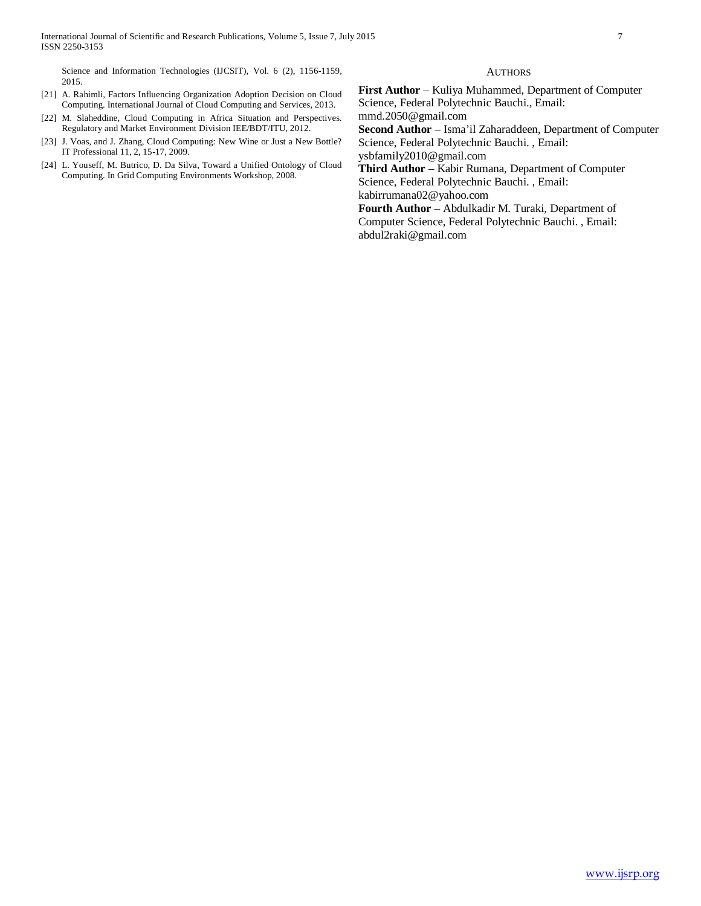Science and Information Technologies (IJCSIT), Vol. 6 (2), 1156-1159, 2015.

[21] A. Rahimli, Factors Influencing Organization Adoption Decision on Cloud Computing. International Journal of Cloud Computing and Services, 2013.

[22] M. Slaheddine, Cloud Computing in Africa Situation and Perspectives. Regulatory and Market Environment Division IEE/BDT/ITU, 2012.

[23] J. Voas, and J. Zhang, Cloud Computing: New Wine or Just a New Bottle? IT Professional 11, 2, 15-17, 2009.

[24] L. Youseff, M. Butrico, D. Da Silva, Toward a Unified Ontology of Cloud Computing. In Grid Computing Environments Workshop, 2008.

## AUTHORS

**First Author** – Kuliya Muhammed, Department of Computer Science, Federal Polytechnic Bauchi., Email: mmd.2050@gmail.com

**Second Author** – Isma'il Zaharaddeen, Department of Computer Science, Federal Polytechnic Bauchi. , Email: ysbfamily2010@gmail.com

**Third Author** – Kabir Rumana, Department of Computer Science, Federal Polytechnic Bauchi. , Email: kabirrumana02@yahoo.com

**Fourth Author** – Abdulkadir M. Turaki, Department of Computer Science, Federal Polytechnic Bauchi. , Email: abdul2raki@gmail.com